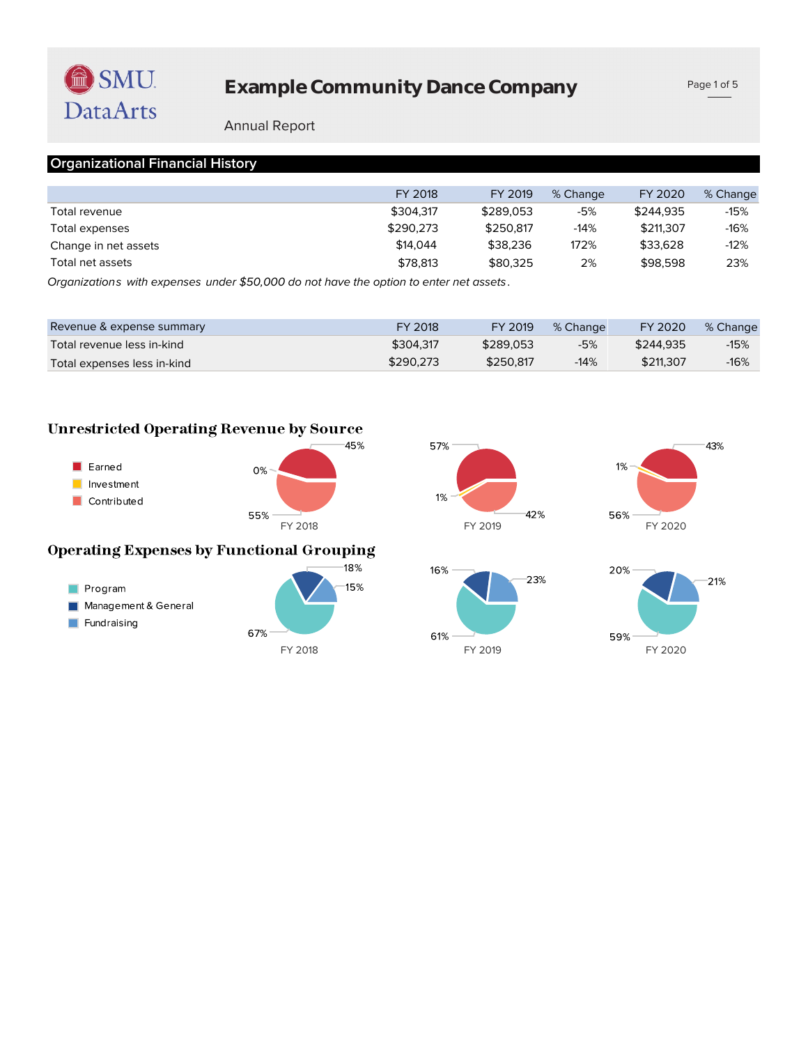# Example Community Dance Company

Annual Report

## Organizational Financial History

| | FY 2018 | FY 2019 | % Change | FY 2020 | % Change |
|---|---|---|---|---|---|
| Total revenue | $304,317 | $289,053 | -5% | $244,935 | -15% |
| Total expenses | $290,273 | $250,817 | -14% | $211,307 | -16% |
| Change in net assets | $14,044 | $38,236 | 172% | $33,628 | -12% |
| Total net assets | $78,813 | $80,325 | 2% | $98,598 | 23% |

*Organizations with expenses under $50,000 do not have the option to enter net assets.*

| Revenue & expense summary | FY 2018 | FY 2019 | % Change | FY 2020 | % Change |
|---|---|---|---|---|---|
| Total revenue less in-kind | $304,317 | $289,053 | -5% | $244,935 | -15% |
| Total expenses less in-kind | $290,273 | $250,817 | -14% | $211,307 | -16% |

### Unrestricted Operating Revenue by Source

| | FY 2018 | FY 2019 | FY 2020 |
|---|---|---|---|
| Earned | 45% | 57% | 43% |
| Investment | 0% | 1% | 1% |
| Contributed | 55% | 42% | 56% |

### Operating Expenses by Functional Grouping

| | FY 2018 | FY 2019 | FY 2020 |
|---|---|---|---|
| Program | 67% | 61% | 59% |
| Management & General | 18% | 16% | 20% |
| Fundraising | 15% | 23% | 21% |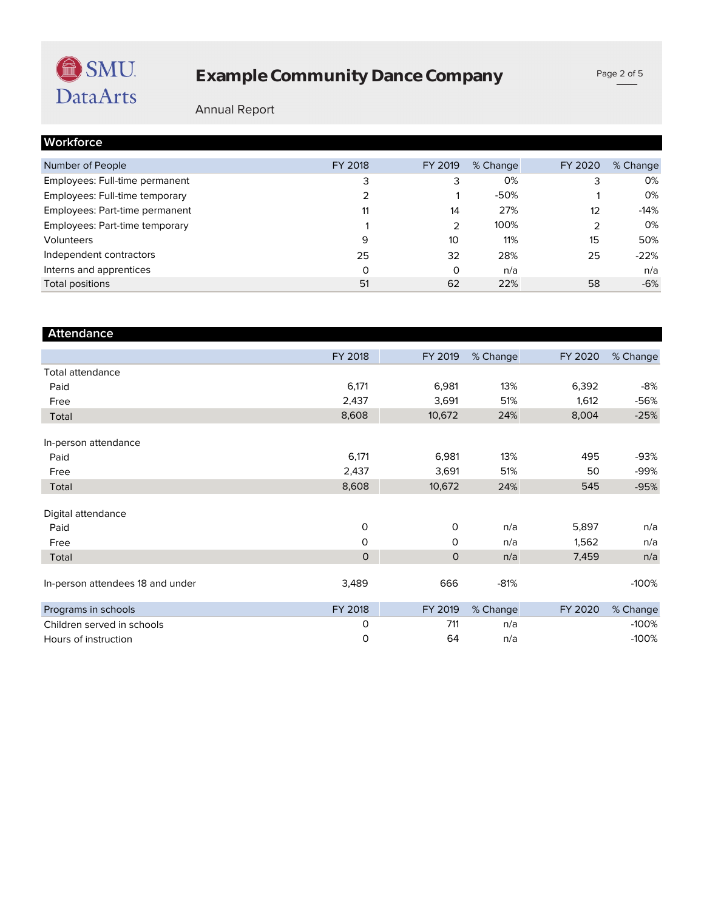# Example Community Dance Company

Annual Report

## Workforce

| Number of People | FY 2018 | FY 2019 | % Change | FY 2020 | % Change |
|---|---|---|---|---|---|
| Employees: Full-time permanent | 3 | 3 | 0% | 3 | 0% |
| Employees: Full-time temporary | 2 | 1 | -50% | 1 | 0% |
| Employees: Part-time permanent | 11 | 14 | 27% | 12 | -14% |
| Employees: Part-time temporary | 1 | 2 | 100% | 2 | 0% |
| Volunteers | 9 | 10 | 11% | 15 | 50% |
| Independent contractors | 25 | 32 | 28% | 25 | -22% |
| Interns and apprentices | 0 | 0 | n/a | | n/a |
| Total positions | 51 | 62 | 22% | 58 | -6% |

## Attendance

| | FY 2018 | FY 2019 | % Change | FY 2020 | % Change |
|---|---|---|---|---|---|
| Total attendance | | | | | |
| Paid | 6,171 | 6,981 | 13% | 6,392 | -8% |
| Free | 2,437 | 3,691 | 51% | 1,612 | -56% |
| Total | 8,608 | 10,672 | 24% | 8,004 | -25% |
| In-person attendance | | | | | |
| Paid | 6,171 | 6,981 | 13% | 495 | -93% |
| Free | 2,437 | 3,691 | 51% | 50 | -99% |
| Total | 8,608 | 10,672 | 24% | 545 | -95% |
| Digital attendance | | | | | |
| Paid | 0 | 0 | n/a | 5,897 | n/a |
| Free | 0 | 0 | n/a | 1,562 | n/a |
| Total | 0 | 0 | n/a | 7,459 | n/a |
| In-person attendees 18 and under | 3,489 | 666 | -81% | | -100% |

| Programs in schools | FY 2018 | FY 2019 | % Change | FY 2020 | % Change |
|---|---|---|---|---|---|
| Children served in schools | 0 | 711 | n/a | | -100% |
| Hours of instruction | 0 | 64 | n/a | | -100% |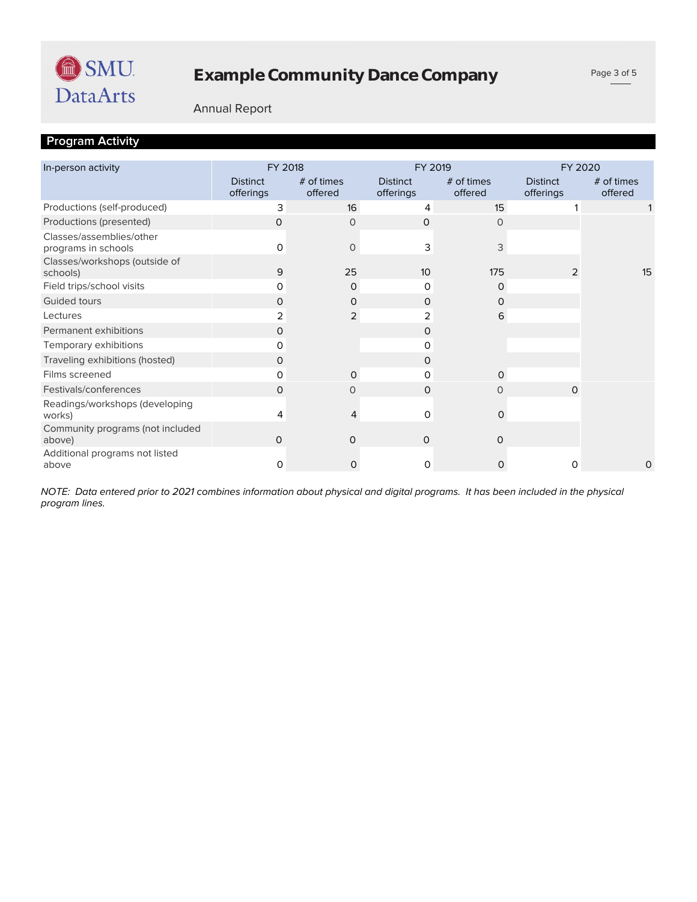# Example Community Dance Company

Annual Report

## Program Activity

| In-person activity | FY 2018 | | FY 2019 | | FY 2020 | |
|---|---|---|---|---|---|---|
| | Distinct offerings | # of times offered | Distinct offerings | # of times offered | Distinct offerings | # of times offered |
| Productions (self-produced) | 3 | 16 | 4 | 15 | 1 | 1 |
| Productions (presented) | 0 | 0 | 0 | 0 | | |
| Classes/assemblies/other programs in schools | 0 | 0 | 3 | 3 | | |
| Classes/workshops (outside of schools) | 9 | 25 | 10 | 175 | 2 | 15 |
| Field trips/school visits | 0 | 0 | 0 | 0 | | |
| Guided tours | 0 | 0 | 0 | 0 | | |
| Lectures | 2 | 2 | 2 | 6 | | |
| Permanent exhibitions | 0 | | 0 | | | |
| Temporary exhibitions | 0 | | 0 | | | |
| Traveling exhibitions (hosted) | 0 | | 0 | | | |
| Films screened | 0 | 0 | 0 | 0 | | |
| Festivals/conferences | 0 | 0 | 0 | 0 | 0 | |
| Readings/workshops (developing works) | 4 | 4 | 0 | 0 | | |
| Community programs (not included above) | 0 | 0 | 0 | 0 | | |
| Additional programs not listed above | 0 | 0 | 0 | 0 | 0 | 0 |

*NOTE: Data entered prior to 2021 combines information about physical and digital programs. It has been included in the physical program lines.*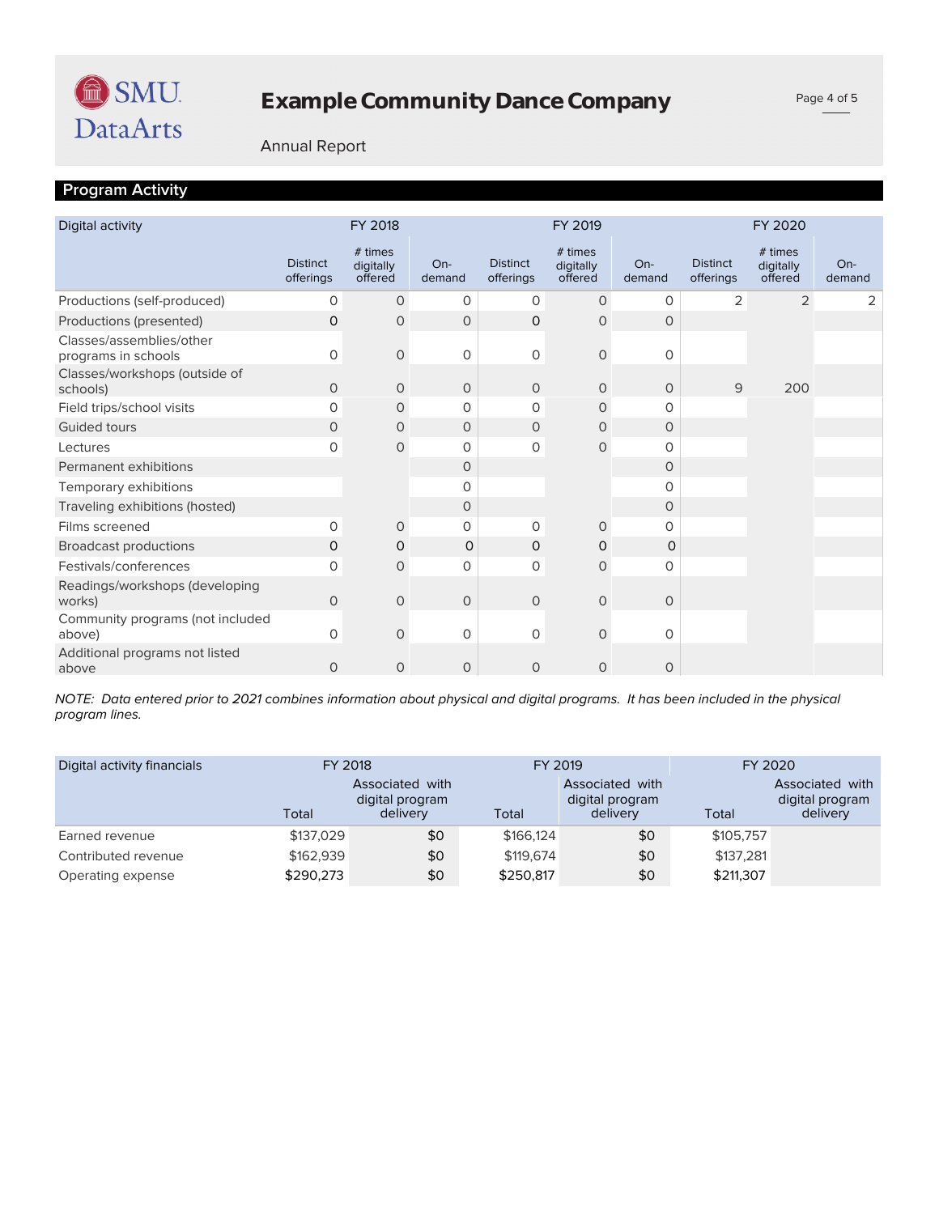# Example Community Dance Company

Annual Report

## Program Activity

| Digital activity | FY 2018 | | | FY 2019 | | | FY 2020 | | |
|---|---|---|---|---|---|---|---|---|---|
| | Distinct offerings | # times digitally offered | On-demand | Distinct offerings | # times digitally offered | On-demand | Distinct offerings | # times digitally offered | On-demand |
| Productions (self-produced) | 0 | 0 | 0 | 0 | 0 | 0 | 2 | 2 | 2 |
| Productions (presented) | 0 | 0 | 0 | 0 | 0 | 0 | | | |
| Classes/assemblies/other programs in schools | 0 | 0 | 0 | 0 | 0 | 0 | | | |
| Classes/workshops (outside of schools) | 0 | 0 | 0 | 0 | 0 | 0 | 9 | 200 | |
| Field trips/school visits | 0 | 0 | 0 | 0 | 0 | 0 | | | |
| Guided tours | 0 | 0 | 0 | 0 | 0 | 0 | | | |
| Lectures | 0 | 0 | 0 | 0 | 0 | 0 | | | |
| Permanent exhibitions | | | 0 | | | 0 | | | |
| Temporary exhibitions | | | 0 | | | 0 | | | |
| Traveling exhibitions (hosted) | | | 0 | | | 0 | | | |
| Films screened | 0 | 0 | 0 | 0 | 0 | 0 | | | |
| Broadcast productions | 0 | 0 | 0 | 0 | 0 | 0 | | | |
| Festivals/conferences | 0 | 0 | 0 | 0 | 0 | 0 | | | |
| Readings/workshops (developing works) | 0 | 0 | 0 | 0 | 0 | 0 | | | |
| Community programs (not included above) | 0 | 0 | 0 | 0 | 0 | 0 | | | |
| Additional programs not listed above | 0 | 0 | 0 | 0 | 0 | 0 | | | |

*NOTE: Data entered prior to 2021 combines information about physical and digital programs. It has been included in the physical program lines.*

| Digital activity financials | FY 2018 | | FY 2019 | | FY 2020 | |
|---|---|---|---|---|---|---|
| | Total | Associated with digital program delivery | Total | Associated with digital program delivery | Total | Associated with digital program delivery |
| Earned revenue | $137,029 | $0 | $166,124 | $0 | $105,757 | |
| Contributed revenue | $162,939 | $0 | $119,674 | $0 | $137,281 | |
| Operating expense | $290,273 | $0 | $250,817 | $0 | $211,307 | |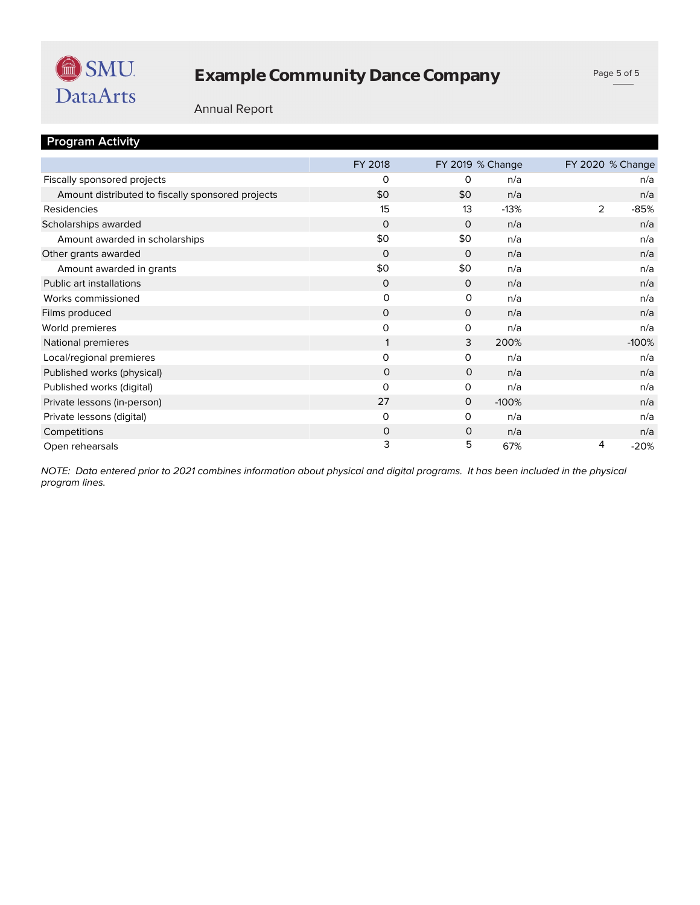# Example Community Dance Company

Annual Report

## Program Activity

| | FY 2018 | FY 2019 | % Change | FY 2020 | % Change |
|---|---|---|---|---|---|
| Fiscally sponsored projects | 0 | 0 | n/a | | n/a |
| Amount distributed to fiscally sponsored projects | $0 | $0 | n/a | | n/a |
| Residencies | 15 | 13 | -13% | 2 | -85% |
| Scholarships awarded | 0 | 0 | n/a | | n/a |
| Amount awarded in scholarships | $0 | $0 | n/a | | n/a |
| Other grants awarded | 0 | 0 | n/a | | n/a |
| Amount awarded in grants | $0 | $0 | n/a | | n/a |
| Public art installations | 0 | 0 | n/a | | n/a |
| Works commissioned | 0 | 0 | n/a | | n/a |
| Films produced | 0 | 0 | n/a | | n/a |
| World premieres | 0 | 0 | n/a | | n/a |
| National premieres | 1 | 3 | 200% | | -100% |
| Local/regional premieres | 0 | 0 | n/a | | n/a |
| Published works (physical) | 0 | 0 | n/a | | n/a |
| Published works (digital) | 0 | 0 | n/a | | n/a |
| Private lessons (in-person) | 27 | 0 | -100% | | n/a |
| Private lessons (digital) | 0 | 0 | n/a | | n/a |
| Competitions | 0 | 0 | n/a | | n/a |
| Open rehearsals | 3 | 5 | 67% | 4 | -20% |

*NOTE: Data entered prior to 2021 combines information about physical and digital programs. It has been included in the physical program lines.*